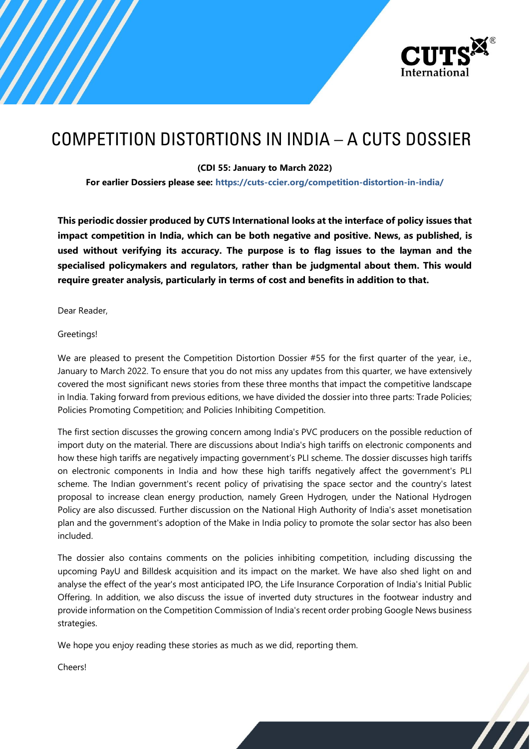# COMPETITION DISTORTIONS IN INDIA – A CUTS DOSSIER

**(CDI 55: January to March 2022)**

**For earlier Dossiers please see: https://cuts-ccier.org/competition-distortion-in-india/**

**This periodic dossier produced by CUTS International looks at the interface of policy issues that impact competition in India, which can be both negative and positive. News, as published, is used without verifying its accuracy. The purpose is to flag issues to the layman and the specialised policymakers and regulators, rather than be judgmental about them. This would require greater analysis, particularly in terms of cost and benefits in addition to that.**

Dear Reader,

Greetings!

We are pleased to present the Competition Distortion Dossier #55 for the first quarter of the year, i.e., January to March 2022. To ensure that you do not miss any updates from this quarter, we have extensively covered the most significant news stories from these three months that impact the competitive landscape in India. Taking forward from previous editions, we have divided the dossier into three parts: Trade Policies; Policies Promoting Competition; and Policies Inhibiting Competition.

The first section discusses the growing concern among India's PVC producers on the possible reduction of import duty on the material. There are discussions about India's high tariffs on electronic components and how these high tariffs are negatively impacting government's PLI scheme. The dossier discusses high tariffs on electronic components in India and how these high tariffs negatively affect the government's PLI scheme. The Indian government's recent policy of privatising the space sector and the country's latest proposal to increase clean energy production, namely Green Hydrogen, under the National Hydrogen Policy are also discussed. Further discussion on the National High Authority of India's asset monetisation plan and the government's adoption of the Make in India policy to promote the solar sector has also been included.

The dossier also contains comments on the policies inhibiting competition, including discussing the upcoming PayU and Billdesk acquisition and its impact on the market. We have also shed light on and analyse the effect of the year's most anticipated IPO, the Life Insurance Corporation of India's Initial Public Offering. In addition, we also discuss the issue of inverted duty structures in the footwear industry and provide information on the Competition Commission of India's recent order probing Google News business strategies.

We hope you enjoy reading these stories as much as we did, reporting them.

Cheers!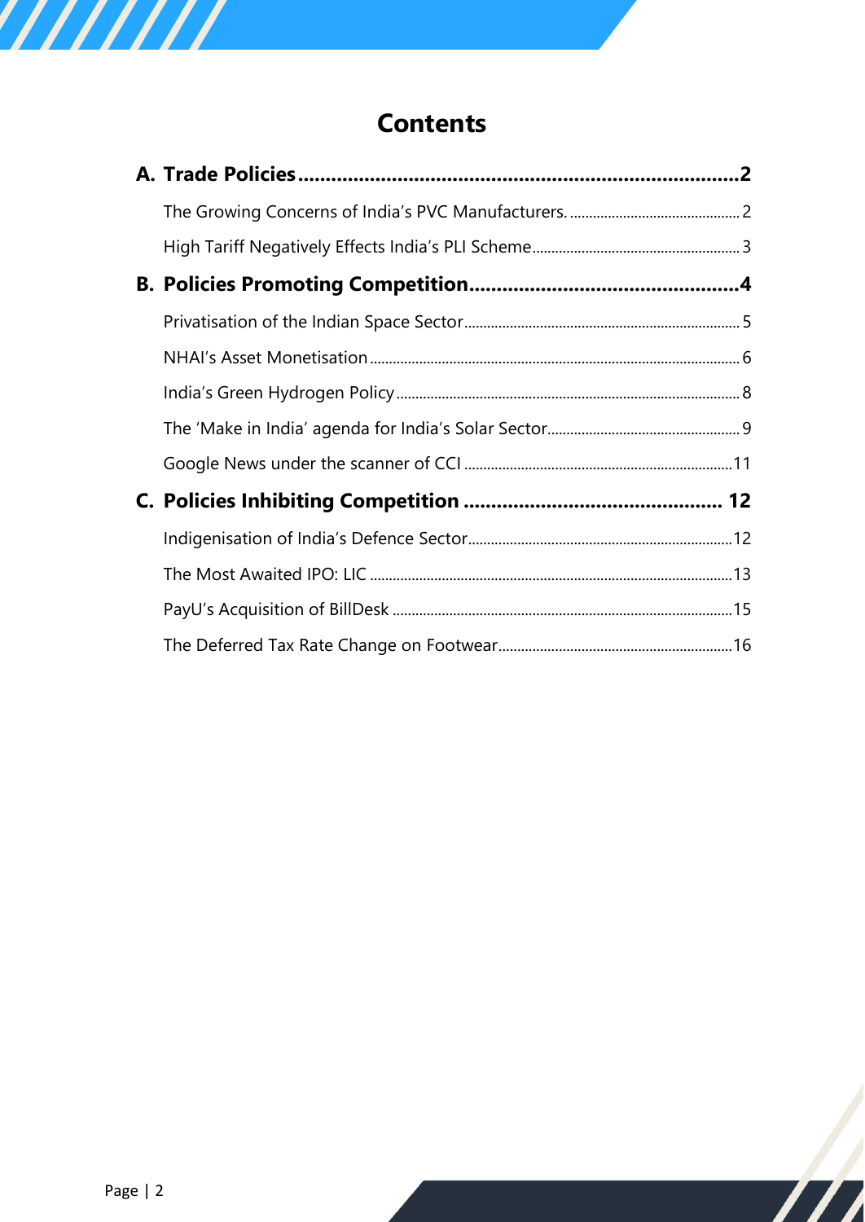# Contents

**A. Trade Policies** ........................................ **2**

- The Growing Concerns of India's PVC Manufacturers. ........................................ 2
- High Tariff Negatively Effects India's PLI Scheme ........................................ 3

**B. Policies Promoting Competition** ........................................ **4**

- Privatisation of the Indian Space Sector ........................................ 5
- NHAI's Asset Monetisation ........................................ 6
- India's Green Hydrogen Policy ........................................ 8
- The 'Make in India' agenda for India's Solar Sector ........................................ 9
- Google News under the scanner of CCI ........................................ 11

**C. Policies Inhibiting Competition** ........................................ **12**

- Indigenisation of India's Defence Sector ........................................ 12
- The Most Awaited IPO: LIC ........................................ 13
- PayU's Acquisition of BillDesk ........................................ 15
- The Deferred Tax Rate Change on Footwear ........................................ 16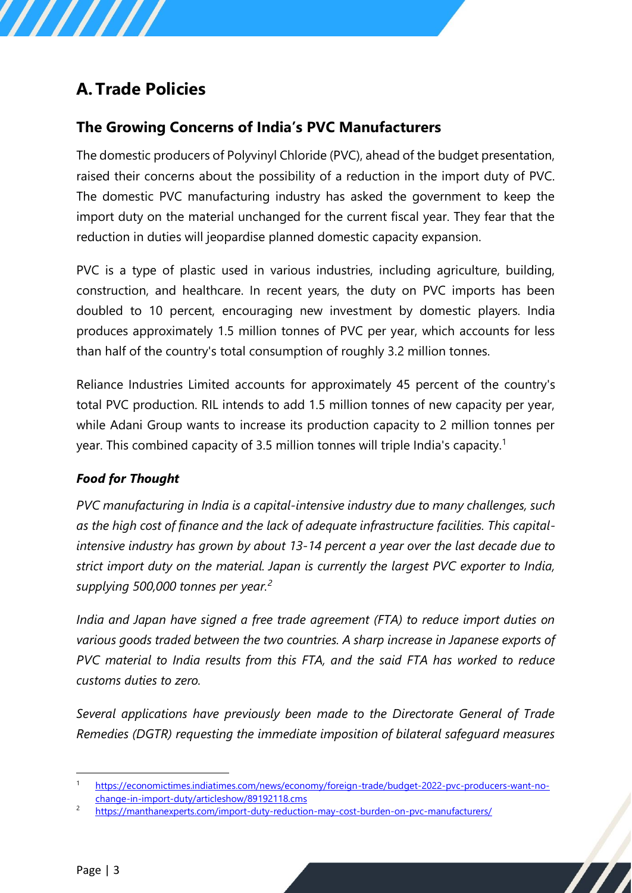# A. Trade Policies

## The Growing Concerns of India's PVC Manufacturers

The domestic producers of Polyvinyl Chloride (PVC), ahead of the budget presentation, raised their concerns about the possibility of a reduction in the import duty of PVC. The domestic PVC manufacturing industry has asked the government to keep the import duty on the material unchanged for the current fiscal year. They fear that the reduction in duties will jeopardise planned domestic capacity expansion.

PVC is a type of plastic used in various industries, including agriculture, building, construction, and healthcare. In recent years, the duty on PVC imports has been doubled to 10 percent, encouraging new investment by domestic players. India produces approximately 1.5 million tonnes of PVC per year, which accounts for less than half of the country's total consumption of roughly 3.2 million tonnes.

Reliance Industries Limited accounts for approximately 45 percent of the country's total PVC production. RIL intends to add 1.5 million tonnes of new capacity per year, while Adani Group wants to increase its production capacity to 2 million tonnes per year. This combined capacity of 3.5 million tonnes will triple India's capacity.[1]

### *Food for Thought*

*PVC manufacturing in India is a capital-intensive industry due to many challenges, such as the high cost of finance and the lack of adequate infrastructure facilities. This capital-intensive industry has grown by about 13-14 percent a year over the last decade due to strict import duty on the material. Japan is currently the largest PVC exporter to India, supplying 500,000 tonnes per year.*[2]

*India and Japan have signed a free trade agreement (FTA) to reduce import duties on various goods traded between the two countries. A sharp increase in Japanese exports of PVC material to India results from this FTA, and the said FTA has worked to reduce customs duties to zero.*

*Several applications have previously been made to the Directorate General of Trade Remedies (DGTR) requesting the immediate imposition of bilateral safeguard measures*

---

[1] https://economictimes.indiatimes.com/news/economy/foreign-trade/budget-2022-pvc-producers-want-no-change-in-import-duty/articleshow/89192118.cms

[2] https://manthanexperts.com/import-duty-reduction-may-cost-burden-on-pvc-manufacturers/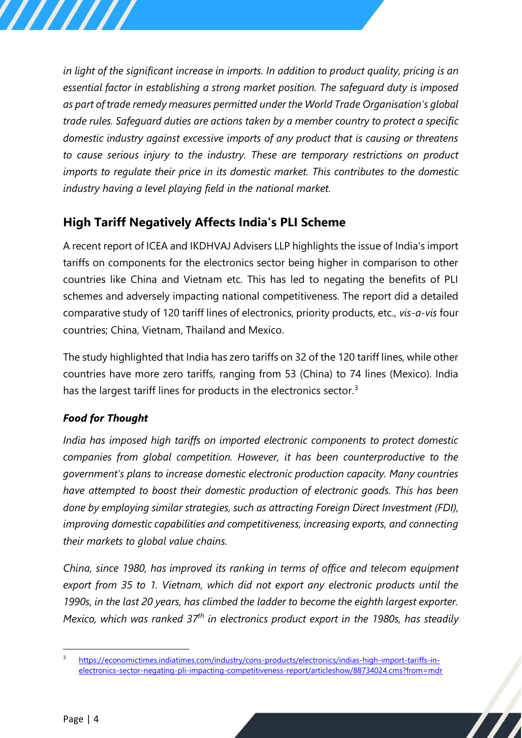*in light of the significant increase in imports. In addition to product quality, pricing is an essential factor in establishing a strong market position. The safeguard duty is imposed as part of trade remedy measures permitted under the World Trade Organisation's global trade rules. Safeguard duties are actions taken by a member country to protect a specific domestic industry against excessive imports of any product that is causing or threatens to cause serious injury to the industry. These are temporary restrictions on product imports to regulate their price in its domestic market. This contributes to the domestic industry having a level playing field in the national market.*

## High Tariff Negatively Affects India's PLI Scheme

A recent report of ICEA and IKDHVAJ Advisers LLP highlights the issue of India's import tariffs on components for the electronics sector being higher in comparison to other countries like China and Vietnam etc. This has led to negating the benefits of PLI schemes and adversely impacting national competitiveness. The report did a detailed comparative study of 120 tariff lines of electronics, priority products, etc., *vis-a-vis* four countries; China, Vietnam, Thailand and Mexico.

The study highlighted that India has zero tariffs on 32 of the 120 tariff lines, while other countries have more zero tariffs, ranging from 53 (China) to 74 lines (Mexico). India has the largest tariff lines for products in the electronics sector.[3]

### *Food for Thought*

*India has imposed high tariffs on imported electronic components to protect domestic companies from global competition. However, it has been counterproductive to the government's plans to increase domestic electronic production capacity. Many countries have attempted to boost their domestic production of electronic goods. This has been done by employing similar strategies, such as attracting Foreign Direct Investment (FDI), improving domestic capabilities and competitiveness, increasing exports, and connecting their markets to global value chains.*

*China, since 1980, has improved its ranking in terms of office and telecom equipment export from 35 to 1. Vietnam, which did not export any electronic products until the 1990s, in the last 20 years, has climbed the ladder to become the eighth largest exporter. Mexico, which was ranked 37th in electronics product export in the 1980s, has steadily*

---

[3] https://economictimes.indiatimes.com/industry/cons-products/electronics/indias-high-import-tariffs-in-electronics-sector-negating-pli-impacting-competitiveness-report/articleshow/88734024.cms?from=mdr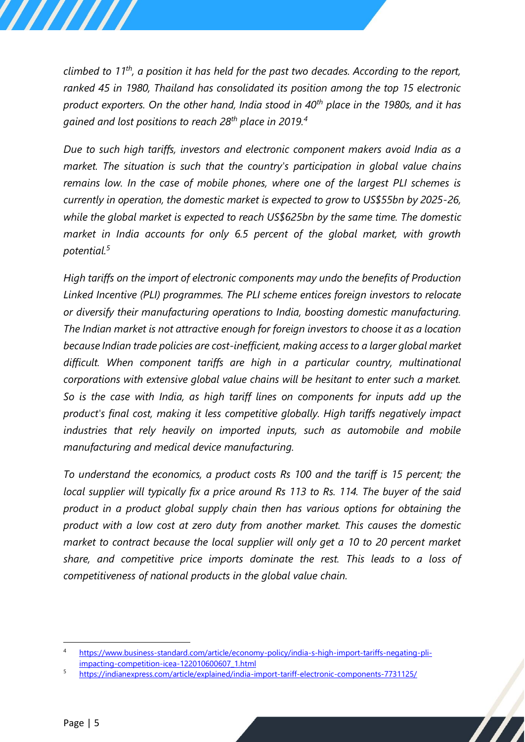*climbed to 11th, a position it has held for the past two decades. According to the report, ranked 45 in 1980, Thailand has consolidated its position among the top 15 electronic product exporters. On the other hand, India stood in 40th place in the 1980s, and it has gained and lost positions to reach 28th place in 2019.*[4]

*Due to such high tariffs, investors and electronic component makers avoid India as a market. The situation is such that the country's participation in global value chains remains low. In the case of mobile phones, where one of the largest PLI schemes is currently in operation, the domestic market is expected to grow to US$55bn by 2025-26, while the global market is expected to reach US$625bn by the same time. The domestic market in India accounts for only 6.5 percent of the global market, with growth potential.*[5]

*High tariffs on the import of electronic components may undo the benefits of Production Linked Incentive (PLI) programmes. The PLI scheme entices foreign investors to relocate or diversify their manufacturing operations to India, boosting domestic manufacturing. The Indian market is not attractive enough for foreign investors to choose it as a location because Indian trade policies are cost-inefficient, making access to a larger global market difficult. When component tariffs are high in a particular country, multinational corporations with extensive global value chains will be hesitant to enter such a market. So is the case with India, as high tariff lines on components for inputs add up the product's final cost, making it less competitive globally. High tariffs negatively impact industries that rely heavily on imported inputs, such as automobile and mobile manufacturing and medical device manufacturing.*

*To understand the economics, a product costs Rs 100 and the tariff is 15 percent; the local supplier will typically fix a price around Rs 113 to Rs. 114. The buyer of the said product in a product global supply chain then has various options for obtaining the product with a low cost at zero duty from another market. This causes the domestic market to contract because the local supplier will only get a 10 to 20 percent market share, and competitive price imports dominate the rest. This leads to a loss of competitiveness of national products in the global value chain.*

---

[4] https://www.business-standard.com/article/economy-policy/india-s-high-import-tariffs-negating-pli-impacting-competition-icea-122010600607_1.html

[5] https://indianexpress.com/article/explained/india-import-tariff-electronic-components-7731125/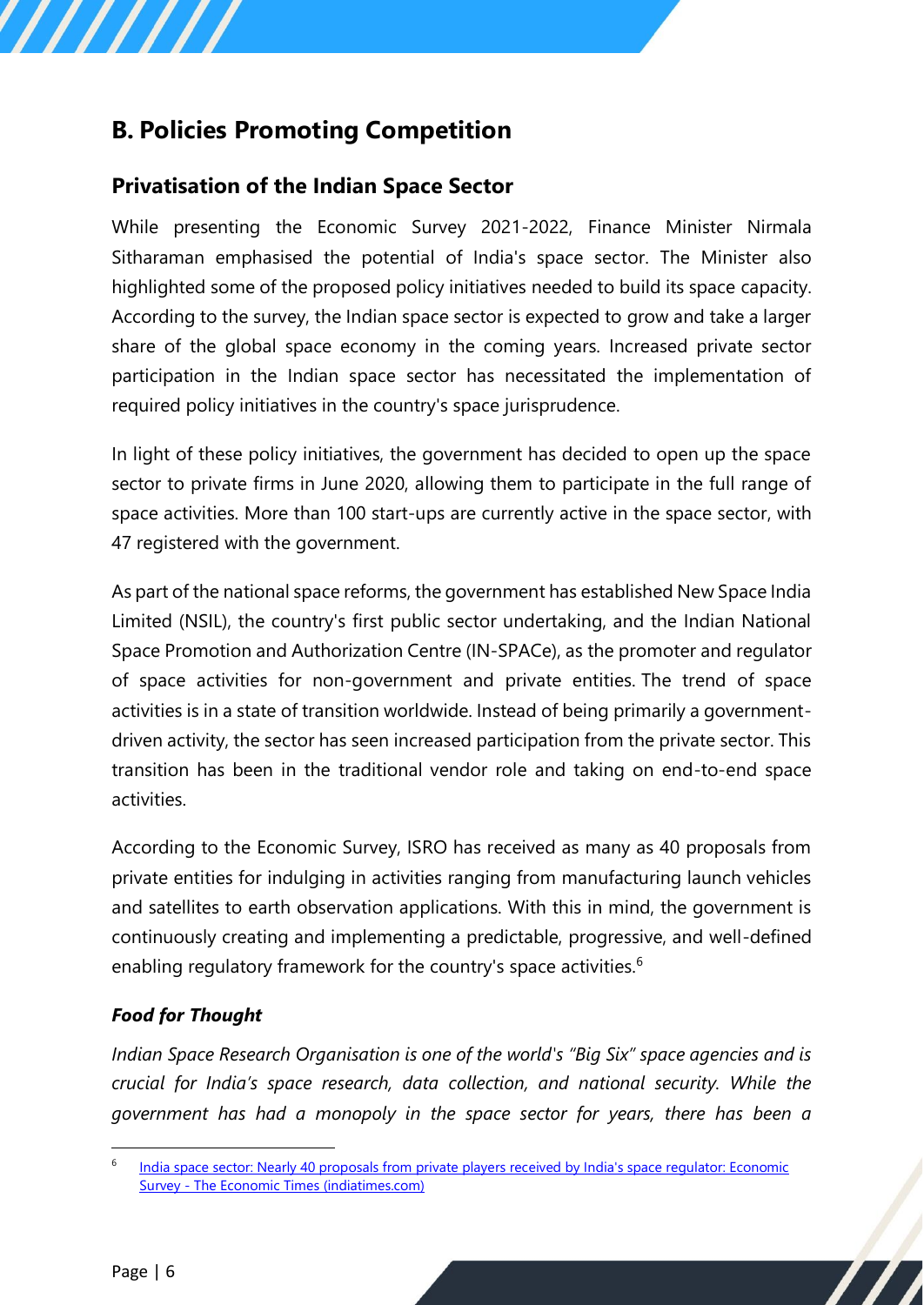## B. Policies Promoting Competition

### Privatisation of the Indian Space Sector

While presenting the Economic Survey 2021-2022, Finance Minister Nirmala Sitharaman emphasised the potential of India's space sector. The Minister also highlighted some of the proposed policy initiatives needed to build its space capacity. According to the survey, the Indian space sector is expected to grow and take a larger share of the global space economy in the coming years. Increased private sector participation in the Indian space sector has necessitated the implementation of required policy initiatives in the country's space jurisprudence.

In light of these policy initiatives, the government has decided to open up the space sector to private firms in June 2020, allowing them to participate in the full range of space activities. More than 100 start-ups are currently active in the space sector, with 47 registered with the government.

As part of the national space reforms, the government has established New Space India Limited (NSIL), the country's first public sector undertaking, and the Indian National Space Promotion and Authorization Centre (IN-SPACe), as the promoter and regulator of space activities for non-government and private entities. The trend of space activities is in a state of transition worldwide. Instead of being primarily a government-driven activity, the sector has seen increased participation from the private sector. This transition has been in the traditional vendor role and taking on end-to-end space activities.

According to the Economic Survey, ISRO has received as many as 40 proposals from private entities for indulging in activities ranging from manufacturing launch vehicles and satellites to earth observation applications. With this in mind, the government is continuously creating and implementing a predictable, progressive, and well-defined enabling regulatory framework for the country's space activities.[6]

#### *Food for Thought*

*Indian Space Research Organisation is one of the world's "Big Six" space agencies and is crucial for India's space research, data collection, and national security. While the government has had a monopoly in the space sector for years, there has been a*

---

[6] India space sector: Nearly 40 proposals from private players received by India's space regulator: Economic Survey - The Economic Times (indiatimes.com)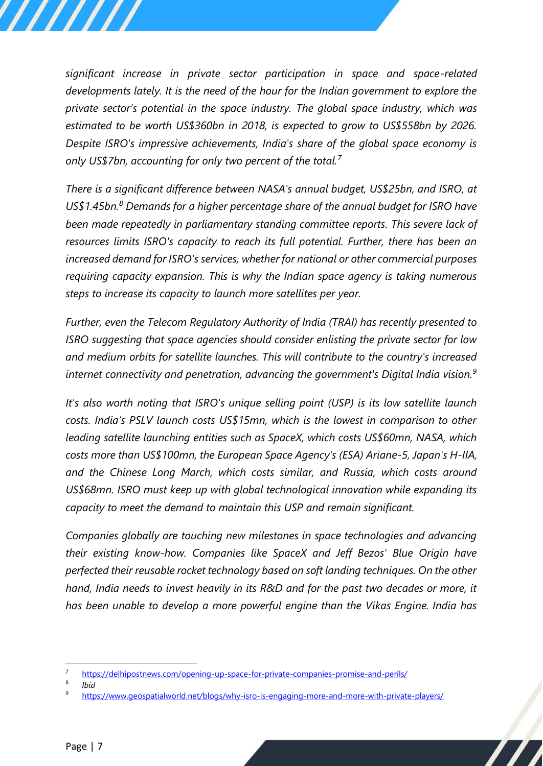*significant increase in private sector participation in space and space-related developments lately. It is the need of the hour for the Indian government to explore the private sector's potential in the space industry. The global space industry, which was estimated to be worth US$360bn in 2018, is expected to grow to US$558bn by 2026. Despite ISRO's impressive achievements, India's share of the global space economy is only US$7bn, accounting for only two percent of the total.[7]*

*There is a significant difference between NASA's annual budget, US$25bn, and ISRO, at US$1.45bn.[8] Demands for a higher percentage share of the annual budget for ISRO have been made repeatedly in parliamentary standing committee reports. This severe lack of resources limits ISRO's capacity to reach its full potential. Further, there has been an increased demand for ISRO's services, whether for national or other commercial purposes requiring capacity expansion. This is why the Indian space agency is taking numerous steps to increase its capacity to launch more satellites per year.*

*Further, even the Telecom Regulatory Authority of India (TRAI) has recently presented to ISRO suggesting that space agencies should consider enlisting the private sector for low and medium orbits for satellite launches. This will contribute to the country's increased internet connectivity and penetration, advancing the government's Digital India vision.[9]*

*It's also worth noting that ISRO's unique selling point (USP) is its low satellite launch costs. India's PSLV launch costs US$15mn, which is the lowest in comparison to other leading satellite launching entities such as SpaceX, which costs US$60mn, NASA, which costs more than US$100mn, the European Space Agency's (ESA) Ariane-5, Japan's H-IIA, and the Chinese Long March, which costs similar, and Russia, which costs around US$68mn. ISRO must keep up with global technological innovation while expanding its capacity to meet the demand to maintain this USP and remain significant.*

*Companies globally are touching new milestones in space technologies and advancing their existing know-how. Companies like SpaceX and Jeff Bezos' Blue Origin have perfected their reusable rocket technology based on soft landing techniques. On the other hand, India needs to invest heavily in its R&D and for the past two decades or more, it has been unable to develop a more powerful engine than the Vikas Engine. India has*

---

[7] https://delhipostnews.com/opening-up-space-for-private-companies-promise-and-perils/

[8] *Ibid*

[9] https://www.geospatialworld.net/blogs/why-isro-is-engaging-more-and-more-with-private-players/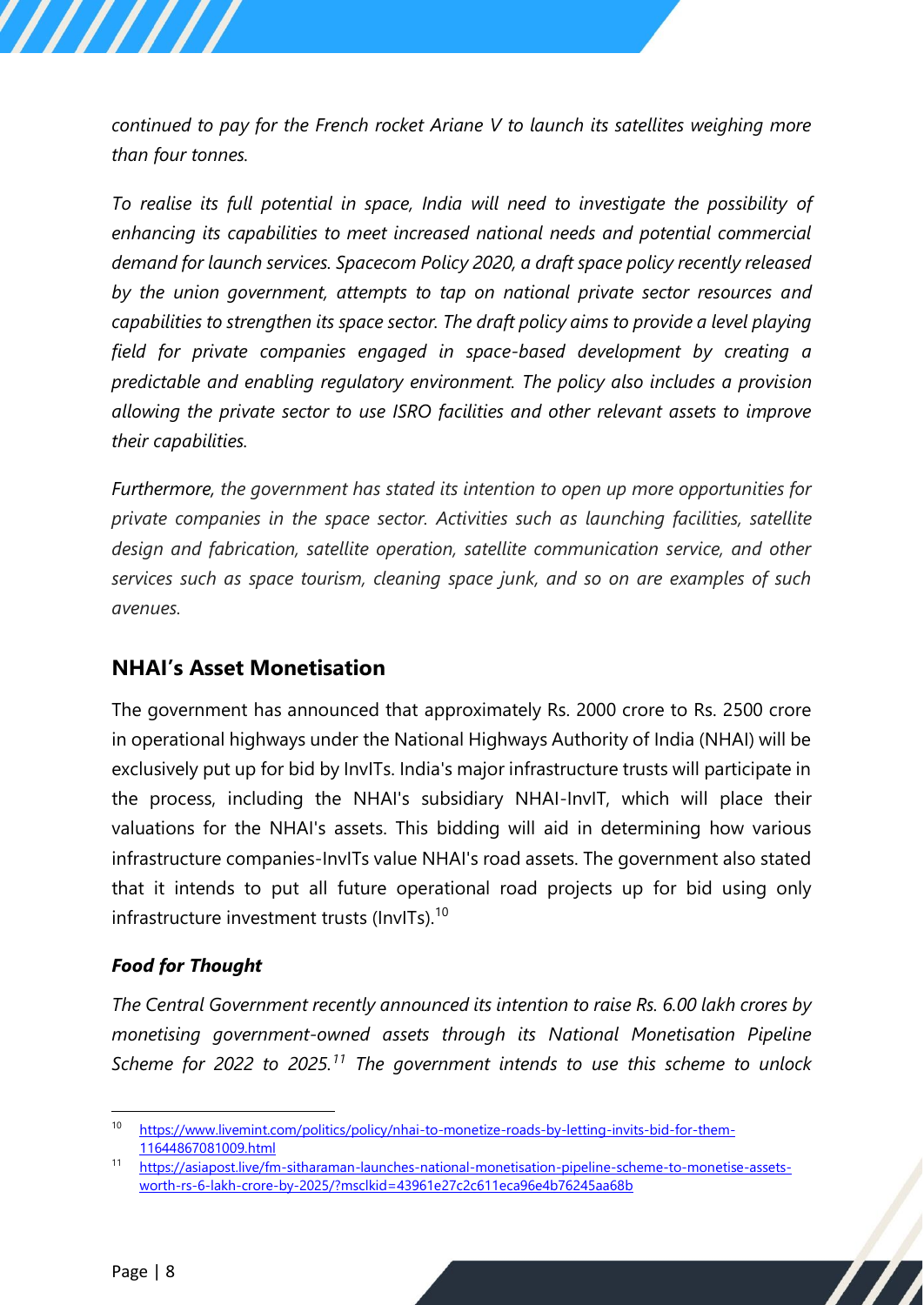*continued to pay for the French rocket Ariane V to launch its satellites weighing more than four tonnes.*

*To realise its full potential in space, India will need to investigate the possibility of enhancing its capabilities to meet increased national needs and potential commercial demand for launch services. Spacecom Policy 2020, a draft space policy recently released by the union government, attempts to tap on national private sector resources and capabilities to strengthen its space sector. The draft policy aims to provide a level playing field for private companies engaged in space-based development by creating a predictable and enabling regulatory environment. The policy also includes a provision allowing the private sector to use ISRO facilities and other relevant assets to improve their capabilities.*

*Furthermore, the government has stated its intention to open up more opportunities for private companies in the space sector. Activities such as launching facilities, satellite design and fabrication, satellite operation, satellite communication service, and other services such as space tourism, cleaning space junk, and so on are examples of such avenues.*

## NHAI's Asset Monetisation

The government has announced that approximately Rs. 2000 crore to Rs. 2500 crore in operational highways under the National Highways Authority of India (NHAI) will be exclusively put up for bid by InvITs. India's major infrastructure trusts will participate in the process, including the NHAI's subsidiary NHAI-InvIT, which will place their valuations for the NHAI's assets. This bidding will aid in determining how various infrastructure companies-InvITs value NHAI's road assets. The government also stated that it intends to put all future operational road projects up for bid using only infrastructure investment trusts (InvITs).[10]

### *Food for Thought*

*The Central Government recently announced its intention to raise Rs. 6.00 lakh crores by monetising government-owned assets through its National Monetisation Pipeline Scheme for 2022 to 2025.[11] The government intends to use this scheme to unlock*

---

[10] https://www.livemint.com/politics/policy/nhai-to-monetize-roads-by-letting-invits-bid-for-them-11644867081009.html

[11] https://asiapost.live/fm-sitharaman-launches-national-monetisation-pipeline-scheme-to-monetise-assets-worth-rs-6-lakh-crore-by-2025/?msclkid=43961e27c2c611eca96e4b76245aa68b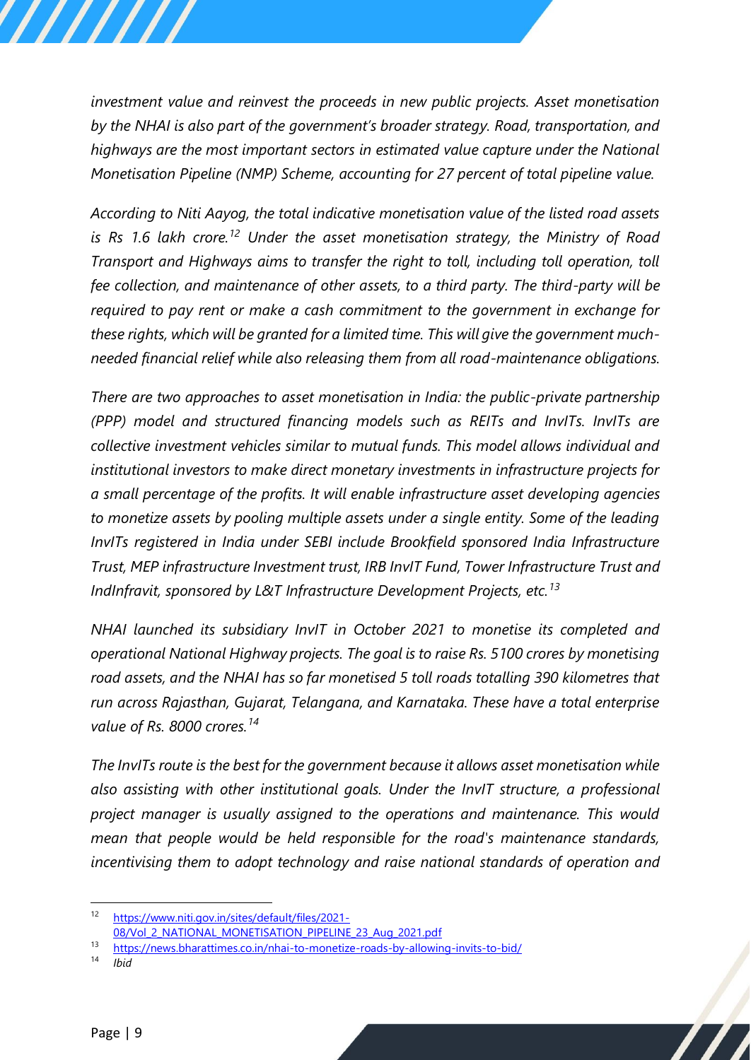*investment value and reinvest the proceeds in new public projects. Asset monetisation by the NHAI is also part of the government's broader strategy. Road, transportation, and highways are the most important sectors in estimated value capture under the National Monetisation Pipeline (NMP) Scheme, accounting for 27 percent of total pipeline value.*

*According to Niti Aayog, the total indicative monetisation value of the listed road assets is Rs 1.6 lakh crore.[12] Under the asset monetisation strategy, the Ministry of Road Transport and Highways aims to transfer the right to toll, including toll operation, toll fee collection, and maintenance of other assets, to a third party. The third-party will be required to pay rent or make a cash commitment to the government in exchange for these rights, which will be granted for a limited time. This will give the government much-needed financial relief while also releasing them from all road-maintenance obligations.*

*There are two approaches to asset monetisation in India: the public-private partnership (PPP) model and structured financing models such as REITs and InvITs. InvITs are collective investment vehicles similar to mutual funds. This model allows individual and institutional investors to make direct monetary investments in infrastructure projects for a small percentage of the profits. It will enable infrastructure asset developing agencies to monetize assets by pooling multiple assets under a single entity. Some of the leading InvITs registered in India under SEBI include Brookfield sponsored India Infrastructure Trust, MEP infrastructure Investment trust, IRB InvIT Fund, Tower Infrastructure Trust and IndInfravit, sponsored by L&T Infrastructure Development Projects, etc.[13]*

*NHAI launched its subsidiary InvIT in October 2021 to monetise its completed and operational National Highway projects. The goal is to raise Rs. 5100 crores by monetising road assets, and the NHAI has so far monetised 5 toll roads totalling 390 kilometres that run across Rajasthan, Gujarat, Telangana, and Karnataka. These have a total enterprise value of Rs. 8000 crores.[14]*

*The InvITs route is the best for the government because it allows asset monetisation while also assisting with other institutional goals. Under the InvIT structure, a professional project manager is usually assigned to the operations and maintenance. This would mean that people would be held responsible for the road's maintenance standards, incentivising them to adopt technology and raise national standards of operation and*

---

[12] https://www.niti.gov.in/sites/default/files/2021-08/Vol_2_NATIONAL_MONETISATION_PIPELINE_23_Aug_2021.pdf

[13] https://news.bharattimes.co.in/nhai-to-monetize-roads-by-allowing-invits-to-bid/

[14] *Ibid*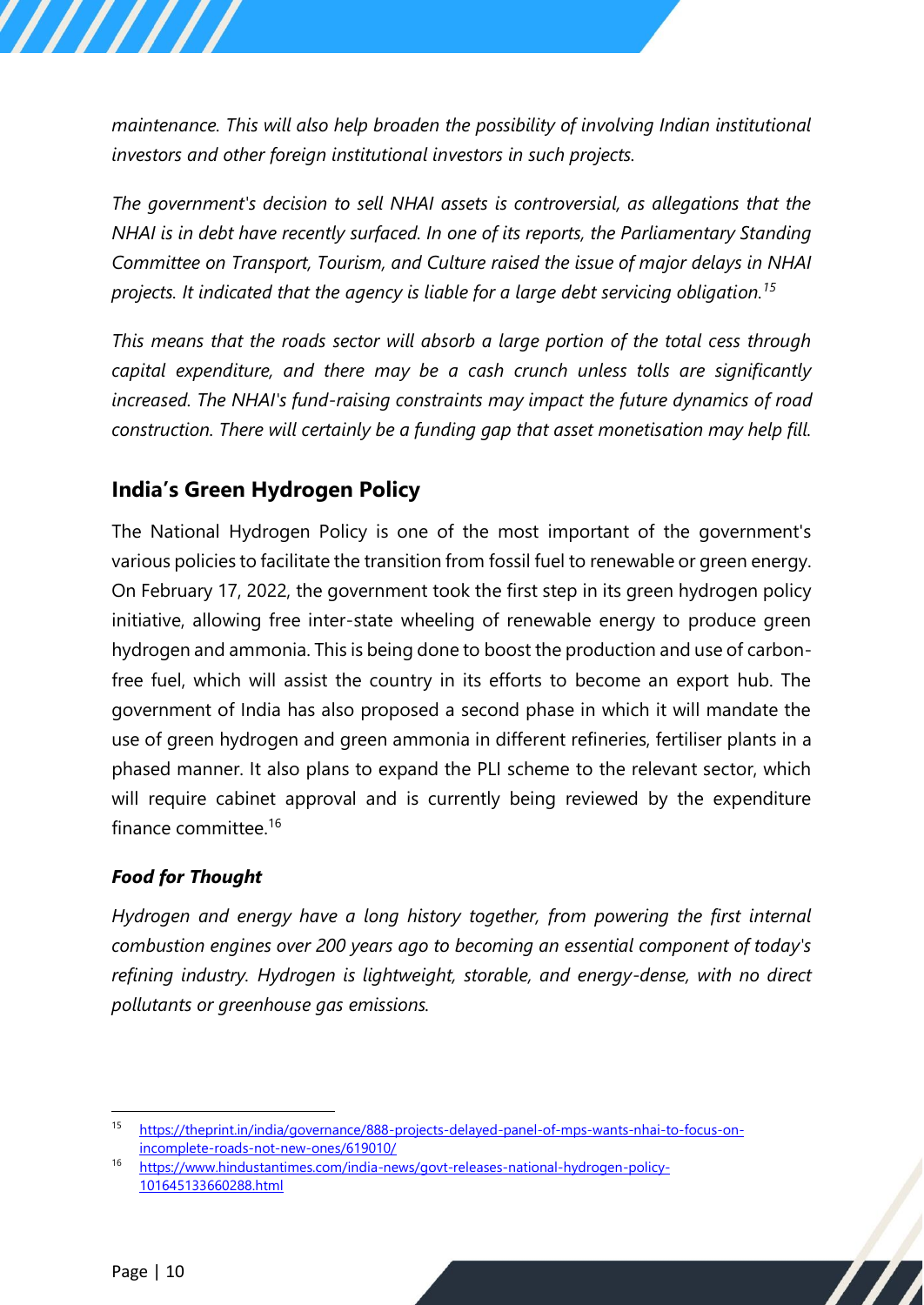*maintenance. This will also help broaden the possibility of involving Indian institutional investors and other foreign institutional investors in such projects.*

*The government's decision to sell NHAI assets is controversial, as allegations that the NHAI is in debt have recently surfaced. In one of its reports, the Parliamentary Standing Committee on Transport, Tourism, and Culture raised the issue of major delays in NHAI projects. It indicated that the agency is liable for a large debt servicing obligation.*[15]

*This means that the roads sector will absorb a large portion of the total cess through capital expenditure, and there may be a cash crunch unless tolls are significantly increased. The NHAI's fund-raising constraints may impact the future dynamics of road construction. There will certainly be a funding gap that asset monetisation may help fill.*

## India's Green Hydrogen Policy

The National Hydrogen Policy is one of the most important of the government's various policies to facilitate the transition from fossil fuel to renewable or green energy. On February 17, 2022, the government took the first step in its green hydrogen policy initiative, allowing free inter-state wheeling of renewable energy to produce green hydrogen and ammonia. This is being done to boost the production and use of carbon-free fuel, which will assist the country in its efforts to become an export hub. The government of India has also proposed a second phase in which it will mandate the use of green hydrogen and green ammonia in different refineries, fertiliser plants in a phased manner. It also plans to expand the PLI scheme to the relevant sector, which will require cabinet approval and is currently being reviewed by the expenditure finance committee.[16]

### *Food for Thought*

*Hydrogen and energy have a long history together, from powering the first internal combustion engines over 200 years ago to becoming an essential component of today's refining industry. Hydrogen is lightweight, storable, and energy-dense, with no direct pollutants or greenhouse gas emissions.*

---

[15] https://theprint.in/india/governance/888-projects-delayed-panel-of-mps-wants-nhai-to-focus-on-incomplete-roads-not-new-ones/619010/

[16] https://www.hindustantimes.com/india-news/govt-releases-national-hydrogen-policy-101645133660288.html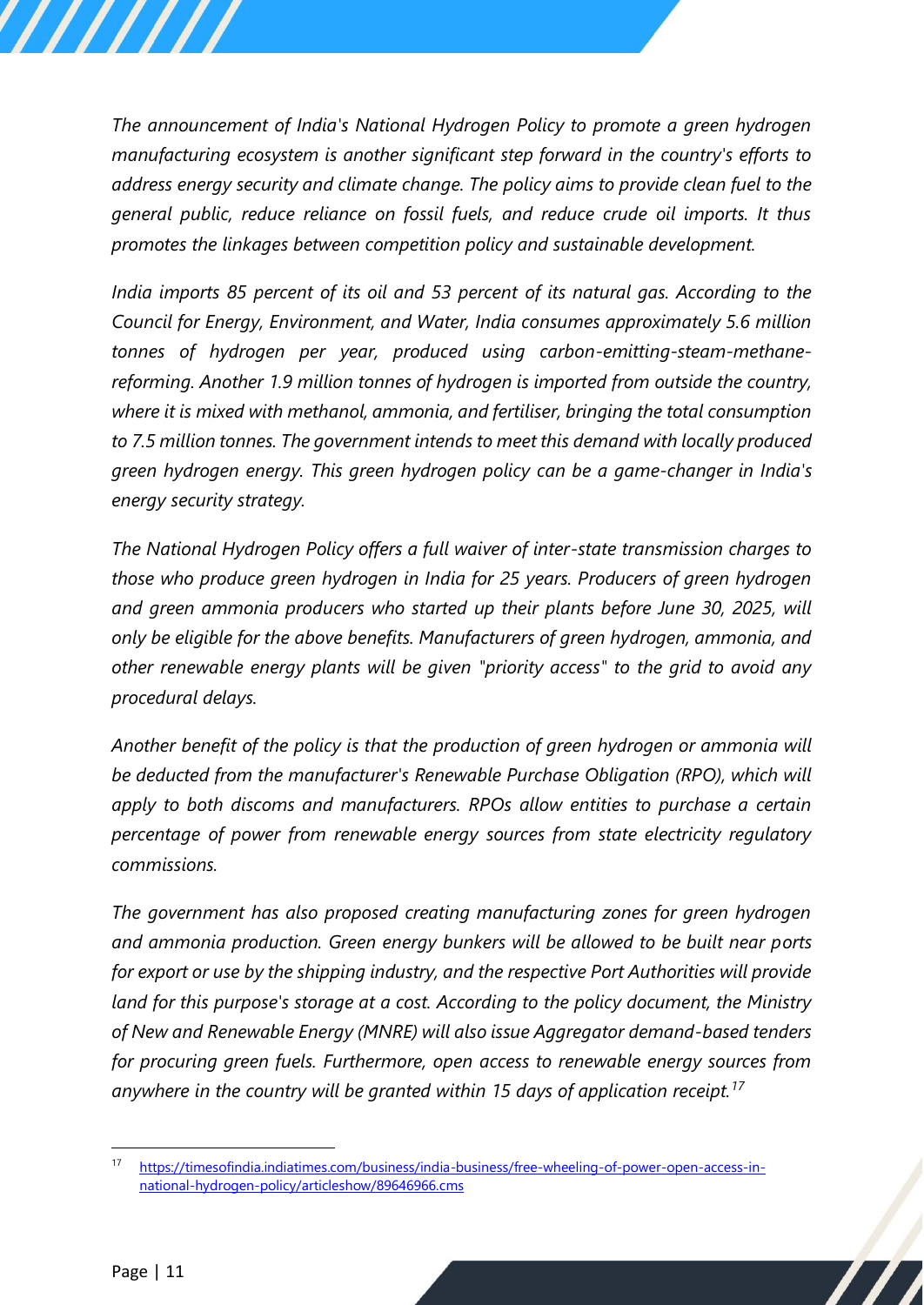*The announcement of India's National Hydrogen Policy to promote a green hydrogen manufacturing ecosystem is another significant step forward in the country's efforts to address energy security and climate change. The policy aims to provide clean fuel to the general public, reduce reliance on fossil fuels, and reduce crude oil imports. It thus promotes the linkages between competition policy and sustainable development.*

*India imports 85 percent of its oil and 53 percent of its natural gas. According to the Council for Energy, Environment, and Water, India consumes approximately 5.6 million tonnes of hydrogen per year, produced using carbon-emitting-steam-methane-reforming. Another 1.9 million tonnes of hydrogen is imported from outside the country, where it is mixed with methanol, ammonia, and fertiliser, bringing the total consumption to 7.5 million tonnes. The government intends to meet this demand with locally produced green hydrogen energy. This green hydrogen policy can be a game-changer in India's energy security strategy.*

*The National Hydrogen Policy offers a full waiver of inter-state transmission charges to those who produce green hydrogen in India for 25 years. Producers of green hydrogen and green ammonia producers who started up their plants before June 30, 2025, will only be eligible for the above benefits. Manufacturers of green hydrogen, ammonia, and other renewable energy plants will be given "priority access" to the grid to avoid any procedural delays.*

*Another benefit of the policy is that the production of green hydrogen or ammonia will be deducted from the manufacturer's Renewable Purchase Obligation (RPO), which will apply to both discoms and manufacturers. RPOs allow entities to purchase a certain percentage of power from renewable energy sources from state electricity regulatory commissions.*

*The government has also proposed creating manufacturing zones for green hydrogen and ammonia production. Green energy bunkers will be allowed to be built near ports for export or use by the shipping industry, and the respective Port Authorities will provide land for this purpose's storage at a cost. According to the policy document, the Ministry of New and Renewable Energy (MNRE) will also issue Aggregator demand-based tenders for procuring green fuels. Furthermore, open access to renewable energy sources from anywhere in the country will be granted within 15 days of application receipt.*[17]

---

[17] https://timesofindia.indiatimes.com/business/india-business/free-wheeling-of-power-open-access-in-national-hydrogen-policy/articleshow/89646966.cms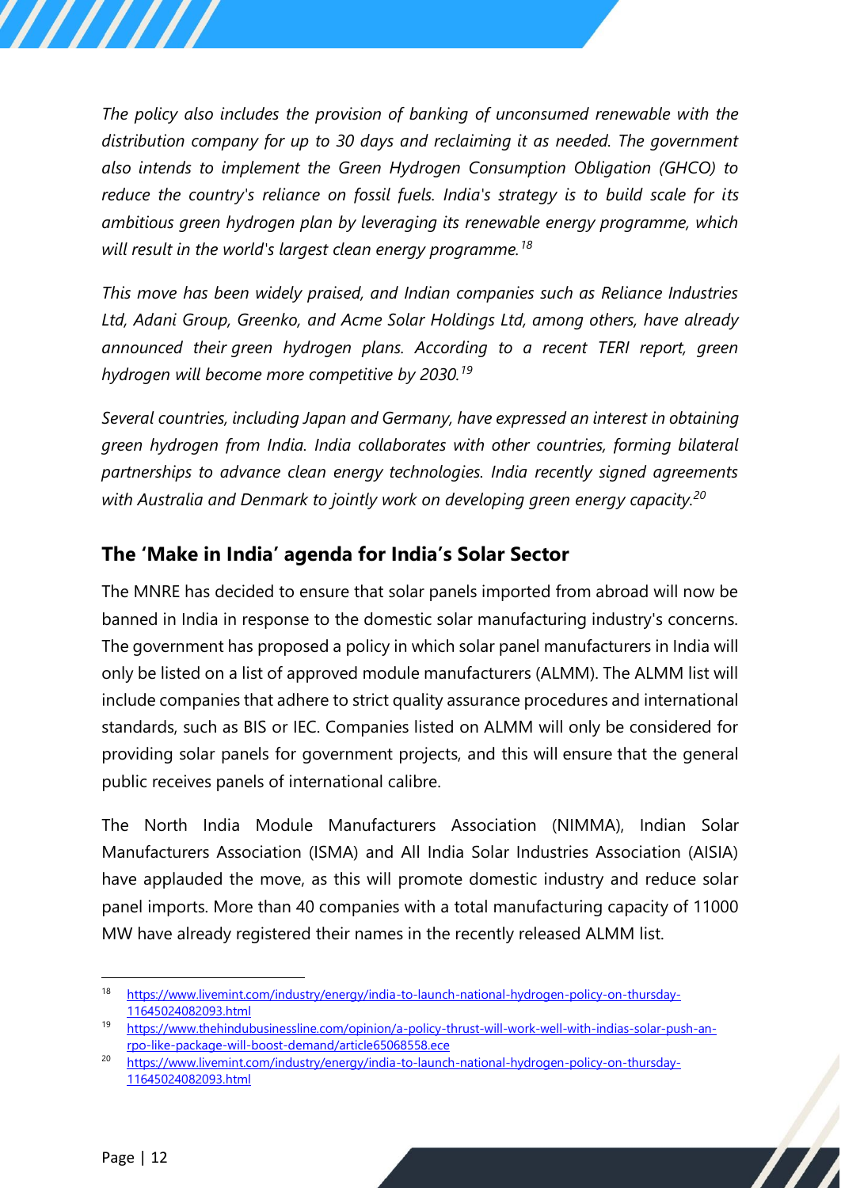*The policy also includes the provision of banking of unconsumed renewable with the distribution company for up to 30 days and reclaiming it as needed. The government also intends to implement the Green Hydrogen Consumption Obligation (GHCO) to reduce the country's reliance on fossil fuels. India's strategy is to build scale for its ambitious green hydrogen plan by leveraging its renewable energy programme, which will result in the world's largest clean energy programme.*[18]

*This move has been widely praised, and Indian companies such as Reliance Industries Ltd, Adani Group, Greenko, and Acme Solar Holdings Ltd, among others, have already announced their green hydrogen plans. According to a recent TERI report, green hydrogen will become more competitive by 2030.*[19]

*Several countries, including Japan and Germany, have expressed an interest in obtaining green hydrogen from India. India collaborates with other countries, forming bilateral partnerships to advance clean energy technologies. India recently signed agreements with Australia and Denmark to jointly work on developing green energy capacity.*[20]

## The 'Make in India' agenda for India's Solar Sector

The MNRE has decided to ensure that solar panels imported from abroad will now be banned in India in response to the domestic solar manufacturing industry's concerns. The government has proposed a policy in which solar panel manufacturers in India will only be listed on a list of approved module manufacturers (ALMM). The ALMM list will include companies that adhere to strict quality assurance procedures and international standards, such as BIS or IEC. Companies listed on ALMM will only be considered for providing solar panels for government projects, and this will ensure that the general public receives panels of international calibre.

The North India Module Manufacturers Association (NIMMA), Indian Solar Manufacturers Association (ISMA) and All India Solar Industries Association (AISIA) have applauded the move, as this will promote domestic industry and reduce solar panel imports. More than 40 companies with a total manufacturing capacity of 11000 MW have already registered their names in the recently released ALMM list.

---

[18] https://www.livemint.com/industry/energy/india-to-launch-national-hydrogen-policy-on-thursday-11645024082093.html

[19] https://www.thehindubusinessline.com/opinion/a-policy-thrust-will-work-well-with-indias-solar-push-an-rpo-like-package-will-boost-demand/article65068558.ece

[20] https://www.livemint.com/industry/energy/india-to-launch-national-hydrogen-policy-on-thursday-11645024082093.html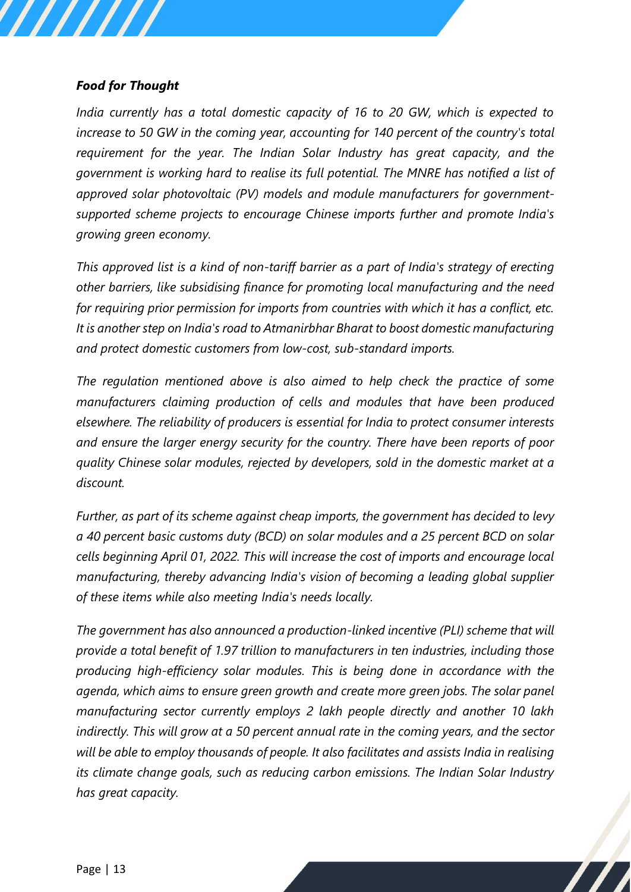***Food for Thought***

*India currently has a total domestic capacity of 16 to 20 GW, which is expected to increase to 50 GW in the coming year, accounting for 140 percent of the country's total requirement for the year. The Indian Solar Industry has great capacity, and the government is working hard to realise its full potential. The MNRE has notified a list of approved solar photovoltaic (PV) models and module manufacturers for government-supported scheme projects to encourage Chinese imports further and promote India's growing green economy.*

*This approved list is a kind of non-tariff barrier as a part of India's strategy of erecting other barriers, like subsidising finance for promoting local manufacturing and the need for requiring prior permission for imports from countries with which it has a conflict, etc. It is another step on India's road to Atmanirbhar Bharat to boost domestic manufacturing and protect domestic customers from low-cost, sub-standard imports.*

*The regulation mentioned above is also aimed to help check the practice of some manufacturers claiming production of cells and modules that have been produced elsewhere. The reliability of producers is essential for India to protect consumer interests and ensure the larger energy security for the country. There have been reports of poor quality Chinese solar modules, rejected by developers, sold in the domestic market at a discount.*

*Further, as part of its scheme against cheap imports, the government has decided to levy a 40 percent basic customs duty (BCD) on solar modules and a 25 percent BCD on solar cells beginning April 01, 2022. This will increase the cost of imports and encourage local manufacturing, thereby advancing India's vision of becoming a leading global supplier of these items while also meeting India's needs locally.*

*The government has also announced a production-linked incentive (PLI) scheme that will provide a total benefit of 1.97 trillion to manufacturers in ten industries, including those producing high-efficiency solar modules. This is being done in accordance with the agenda, which aims to ensure green growth and create more green jobs. The solar panel manufacturing sector currently employs 2 lakh people directly and another 10 lakh indirectly. This will grow at a 50 percent annual rate in the coming years, and the sector will be able to employ thousands of people. It also facilitates and assists India in realising its climate change goals, such as reducing carbon emissions. The Indian Solar Industry has great capacity.*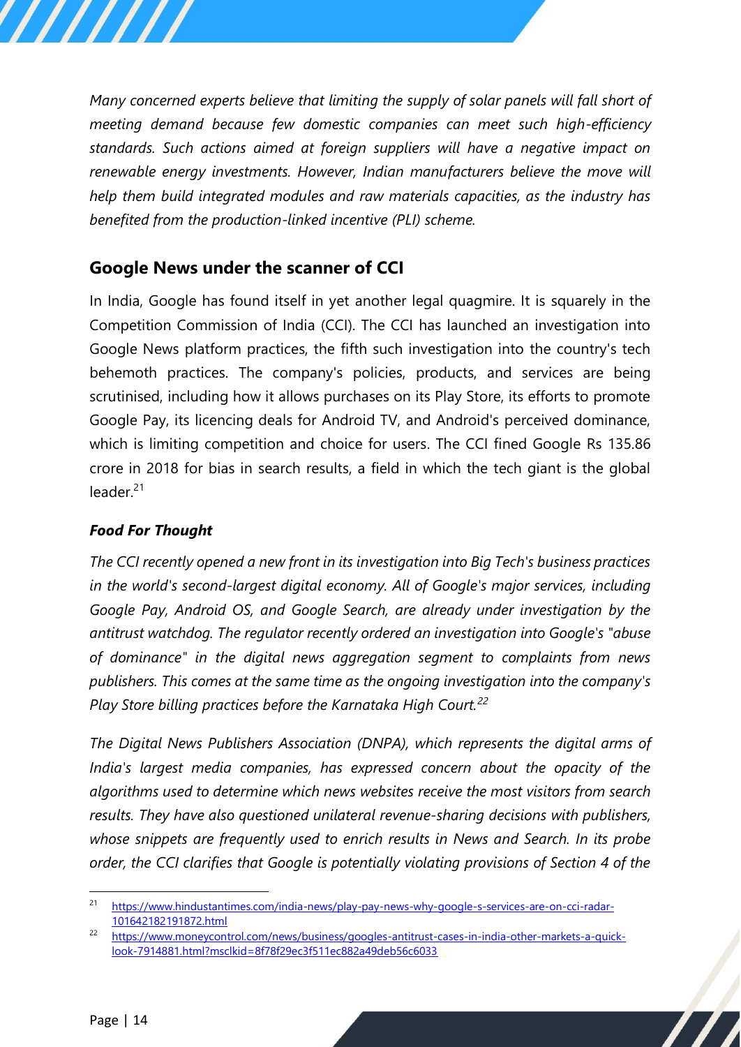*Many concerned experts believe that limiting the supply of solar panels will fall short of meeting demand because few domestic companies can meet such high-efficiency standards. Such actions aimed at foreign suppliers will have a negative impact on renewable energy investments. However, Indian manufacturers believe the move will help them build integrated modules and raw materials capacities, as the industry has benefited from the production-linked incentive (PLI) scheme.*

## Google News under the scanner of CCI

In India, Google has found itself in yet another legal quagmire. It is squarely in the Competition Commission of India (CCI). The CCI has launched an investigation into Google News platform practices, the fifth such investigation into the country's tech behemoth practices. The company's policies, products, and services are being scrutinised, including how it allows purchases on its Play Store, its efforts to promote Google Pay, its licencing deals for Android TV, and Android's perceived dominance, which is limiting competition and choice for users. The CCI fined Google Rs 135.86 crore in 2018 for bias in search results, a field in which the tech giant is the global leader.[21]

### *Food For Thought*

*The CCI recently opened a new front in its investigation into Big Tech's business practices in the world's second-largest digital economy. All of Google's major services, including Google Pay, Android OS, and Google Search, are already under investigation by the antitrust watchdog. The regulator recently ordered an investigation into Google's "abuse of dominance" in the digital news aggregation segment to complaints from news publishers. This comes at the same time as the ongoing investigation into the company's Play Store billing practices before the Karnataka High Court.*[22]

*The Digital News Publishers Association (DNPA), which represents the digital arms of India's largest media companies, has expressed concern about the opacity of the algorithms used to determine which news websites receive the most visitors from search results. They have also questioned unilateral revenue-sharing decisions with publishers, whose snippets are frequently used to enrich results in News and Search. In its probe order, the CCI clarifies that Google is potentially violating provisions of Section 4 of the*

---

[21] https://www.hindustantimes.com/india-news/play-pay-news-why-google-s-services-are-on-cci-radar-101642182191872.html

[22] https://www.moneycontrol.com/news/business/googles-antitrust-cases-in-india-other-markets-a-quick-look-7914881.html?msclkid=8f78f29ec3f511ec882a49deb56c6033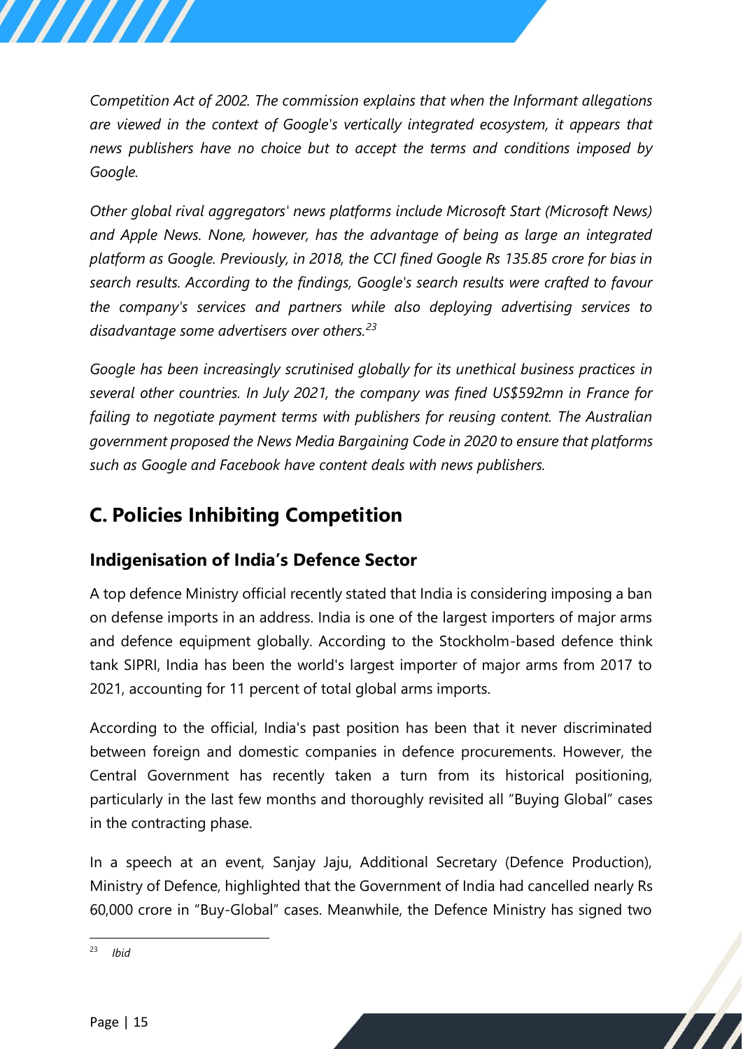*Competition Act of 2002. The commission explains that when the Informant allegations are viewed in the context of Google's vertically integrated ecosystem, it appears that news publishers have no choice but to accept the terms and conditions imposed by Google.*

*Other global rival aggregators' news platforms include Microsoft Start (Microsoft News) and Apple News. None, however, has the advantage of being as large an integrated platform as Google. Previously, in 2018, the CCI fined Google Rs 135.85 crore for bias in search results. According to the findings, Google's search results were crafted to favour the company's services and partners while also deploying advertising services to disadvantage some advertisers over others.*[23]

*Google has been increasingly scrutinised globally for its unethical business practices in several other countries. In July 2021, the company was fined US$592mn in France for failing to negotiate payment terms with publishers for reusing content. The Australian government proposed the News Media Bargaining Code in 2020 to ensure that platforms such as Google and Facebook have content deals with news publishers.*

## C. Policies Inhibiting Competition

### Indigenisation of India's Defence Sector

A top defence Ministry official recently stated that India is considering imposing a ban on defense imports in an address. India is one of the largest importers of major arms and defence equipment globally. According to the Stockholm-based defence think tank SIPRI, India has been the world's largest importer of major arms from 2017 to 2021, accounting for 11 percent of total global arms imports.

According to the official, India's past position has been that it never discriminated between foreign and domestic companies in defence procurements. However, the Central Government has recently taken a turn from its historical positioning, particularly in the last few months and thoroughly revisited all "Buying Global" cases in the contracting phase.

In a speech at an event, Sanjay Jaju, Additional Secretary (Defence Production), Ministry of Defence, highlighted that the Government of India had cancelled nearly Rs 60,000 crore in "Buy-Global" cases. Meanwhile, the Defence Ministry has signed two

[23] *Ibid*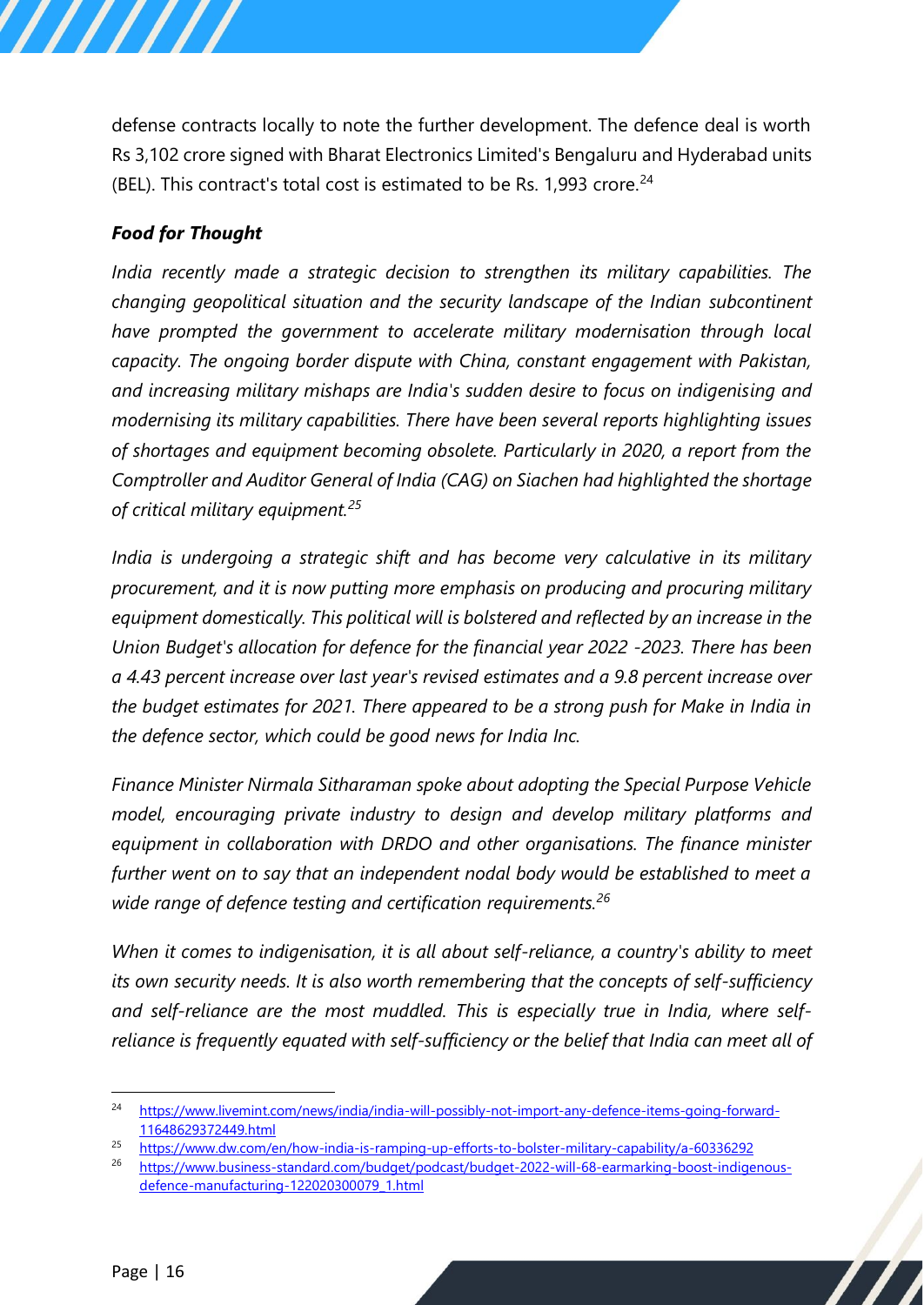defense contracts locally to note the further development. The defence deal is worth Rs 3,102 crore signed with Bharat Electronics Limited's Bengaluru and Hyderabad units (BEL). This contract's total cost is estimated to be Rs. 1,993 crore.[24]

### *Food for Thought*

*India recently made a strategic decision to strengthen its military capabilities. The changing geopolitical situation and the security landscape of the Indian subcontinent have prompted the government to accelerate military modernisation through local capacity. The ongoing border dispute with China, constant engagement with Pakistan, and increasing military mishaps are India's sudden desire to focus on indigenising and modernising its military capabilities. There have been several reports highlighting issues of shortages and equipment becoming obsolete. Particularly in 2020, a report from the Comptroller and Auditor General of India (CAG) on Siachen had highlighted the shortage of critical military equipment.*[25]

*India is undergoing a strategic shift and has become very calculative in its military procurement, and it is now putting more emphasis on producing and procuring military equipment domestically. This political will is bolstered and reflected by an increase in the Union Budget's allocation for defence for the financial year 2022 -2023. There has been a 4.43 percent increase over last year's revised estimates and a 9.8 percent increase over the budget estimates for 2021. There appeared to be a strong push for Make in India in the defence sector, which could be good news for India Inc.*

*Finance Minister Nirmala Sitharaman spoke about adopting the Special Purpose Vehicle model, encouraging private industry to design and develop military platforms and equipment in collaboration with DRDO and other organisations. The finance minister further went on to say that an independent nodal body would be established to meet a wide range of defence testing and certification requirements.*[26]

*When it comes to indigenisation, it is all about self-reliance, a country's ability to meet its own security needs. It is also worth remembering that the concepts of self-sufficiency and self-reliance are the most muddled. This is especially true in India, where self-reliance is frequently equated with self-sufficiency or the belief that India can meet all of*

---

[24] https://www.livemint.com/news/india/india-will-possibly-not-import-any-defence-items-going-forward-11648629372449.html

[25] https://www.dw.com/en/how-india-is-ramping-up-efforts-to-bolster-military-capability/a-60336292

[26] https://www.business-standard.com/budget/podcast/budget-2022-will-68-earmarking-boost-indigenous-defence-manufacturing-122020300079_1.html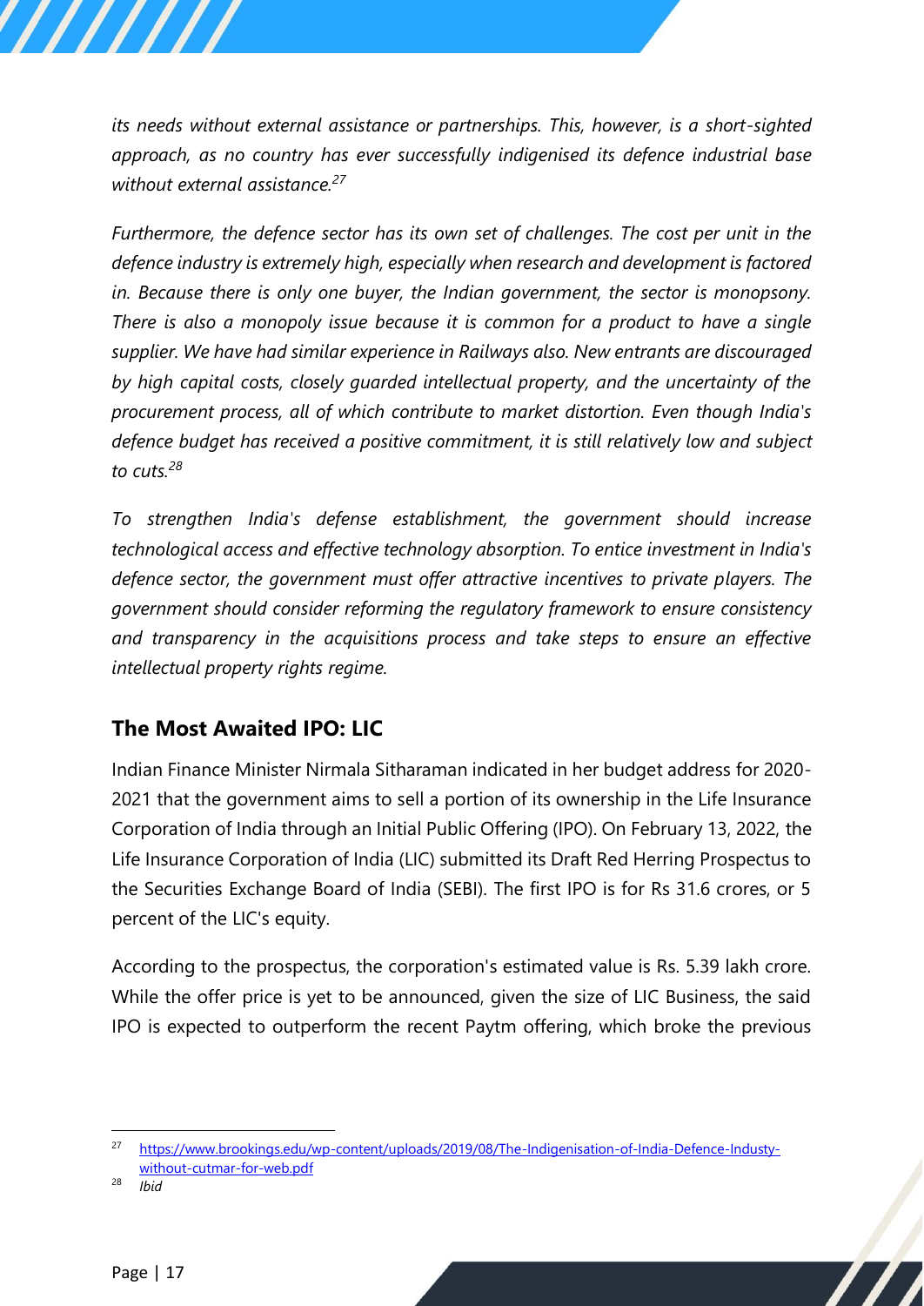*its needs without external assistance or partnerships. This, however, is a short-sighted approach, as no country has ever successfully indigenised its defence industrial base without external assistance.*[27]

*Furthermore, the defence sector has its own set of challenges. The cost per unit in the defence industry is extremely high, especially when research and development is factored in. Because there is only one buyer, the Indian government, the sector is monopsony. There is also a monopoly issue because it is common for a product to have a single supplier. We have had similar experience in Railways also. New entrants are discouraged by high capital costs, closely guarded intellectual property, and the uncertainty of the procurement process, all of which contribute to market distortion. Even though India's defence budget has received a positive commitment, it is still relatively low and subject to cuts.*[28]

*To strengthen India's defense establishment, the government should increase technological access and effective technology absorption. To entice investment in India's defence sector, the government must offer attractive incentives to private players. The government should consider reforming the regulatory framework to ensure consistency and transparency in the acquisitions process and take steps to ensure an effective intellectual property rights regime.*

## The Most Awaited IPO: LIC

Indian Finance Minister Nirmala Sitharaman indicated in her budget address for 2020-2021 that the government aims to sell a portion of its ownership in the Life Insurance Corporation of India through an Initial Public Offering (IPO). On February 13, 2022, the Life Insurance Corporation of India (LIC) submitted its Draft Red Herring Prospectus to the Securities Exchange Board of India (SEBI). The first IPO is for Rs 31.6 crores, or 5 percent of the LIC's equity.

According to the prospectus, the corporation's estimated value is Rs. 5.39 lakh crore. While the offer price is yet to be announced, given the size of LIC Business, the said IPO is expected to outperform the recent Paytm offering, which broke the previous

---

[27] https://www.brookings.edu/wp-content/uploads/2019/08/The-Indigenisation-of-India-Defence-Industy-without-cutmar-for-web.pdf

[28] *Ibid*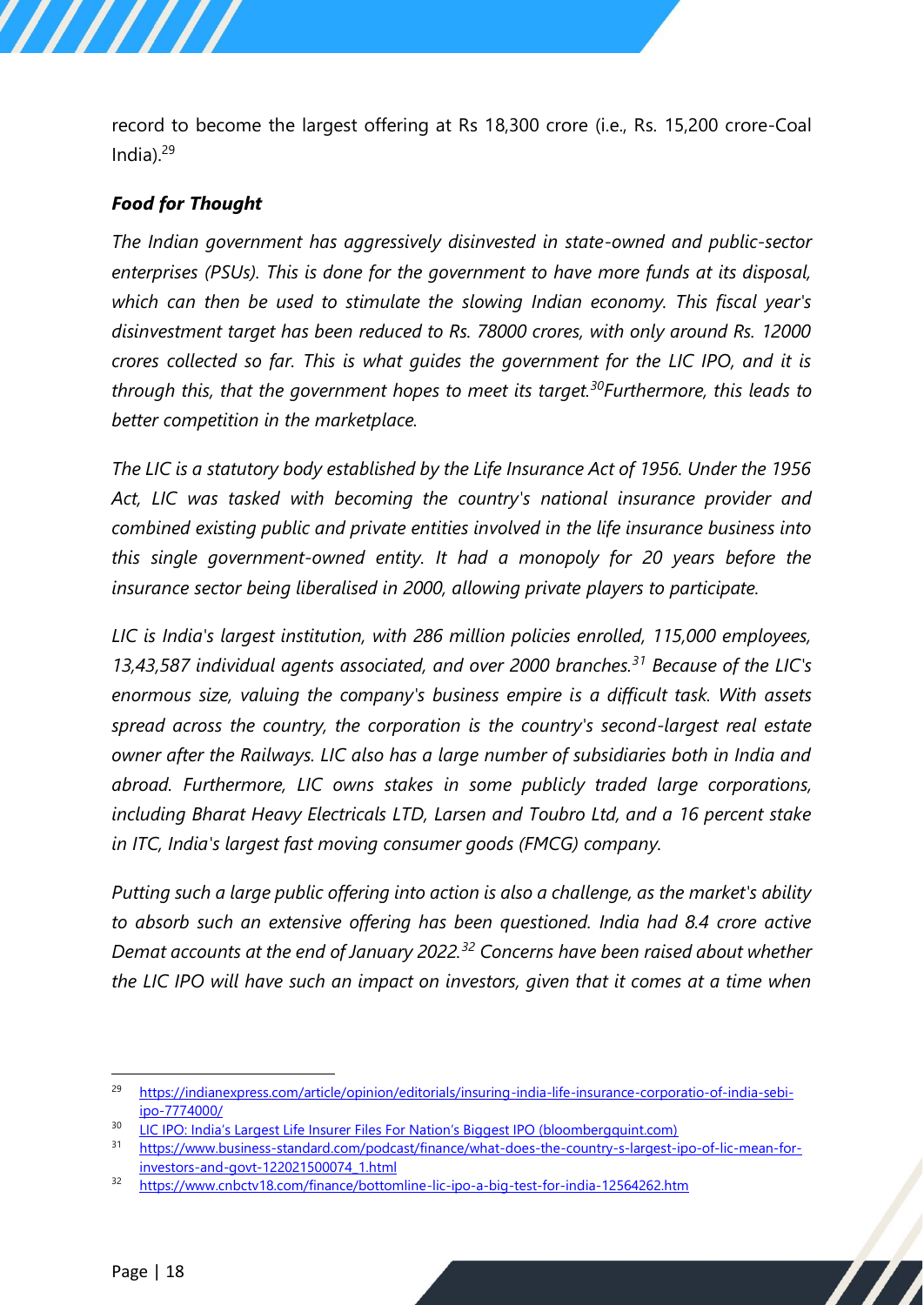record to become the largest offering at Rs 18,300 crore (i.e., Rs. 15,200 crore-Coal India).[29]

### *Food for Thought*

*The Indian government has aggressively disinvested in state-owned and public-sector enterprises (PSUs). This is done for the government to have more funds at its disposal, which can then be used to stimulate the slowing Indian economy. This fiscal year's disinvestment target has been reduced to Rs. 78000 crores, with only around Rs. 12000 crores collected so far. This is what guides the government for the LIC IPO, and it is through this, that the government hopes to meet its target.[30]Furthermore, this leads to better competition in the marketplace.*

*The LIC is a statutory body established by the Life Insurance Act of 1956. Under the 1956 Act, LIC was tasked with becoming the country's national insurance provider and combined existing public and private entities involved in the life insurance business into this single government-owned entity. It had a monopoly for 20 years before the insurance sector being liberalised in 2000, allowing private players to participate.*

*LIC is India's largest institution, with 286 million policies enrolled, 115,000 employees, 13,43,587 individual agents associated, and over 2000 branches.[31] Because of the LIC's enormous size, valuing the company's business empire is a difficult task. With assets spread across the country, the corporation is the country's second-largest real estate owner after the Railways. LIC also has a large number of subsidiaries both in India and abroad. Furthermore, LIC owns stakes in some publicly traded large corporations, including Bharat Heavy Electricals LTD, Larsen and Toubro Ltd, and a 16 percent stake in ITC, India's largest fast moving consumer goods (FMCG) company.*

*Putting such a large public offering into action is also a challenge, as the market's ability to absorb such an extensive offering has been questioned. India had 8.4 crore active Demat accounts at the end of January 2022.[32] Concerns have been raised about whether the LIC IPO will have such an impact on investors, given that it comes at a time when*

---

[29] https://indianexpress.com/article/opinion/editorials/insuring-india-life-insurance-corporatio-of-india-sebi-ipo-7774000/

[30] LIC IPO: India's Largest Life Insurer Files For Nation's Biggest IPO (bloombergquint.com)

[31] https://www.business-standard.com/podcast/finance/what-does-the-country-s-largest-ipo-of-lic-mean-for-investors-and-govt-122021500074_1.html

[32] https://www.cnbctv18.com/finance/bottomline-lic-ipo-a-big-test-for-india-12564262.htm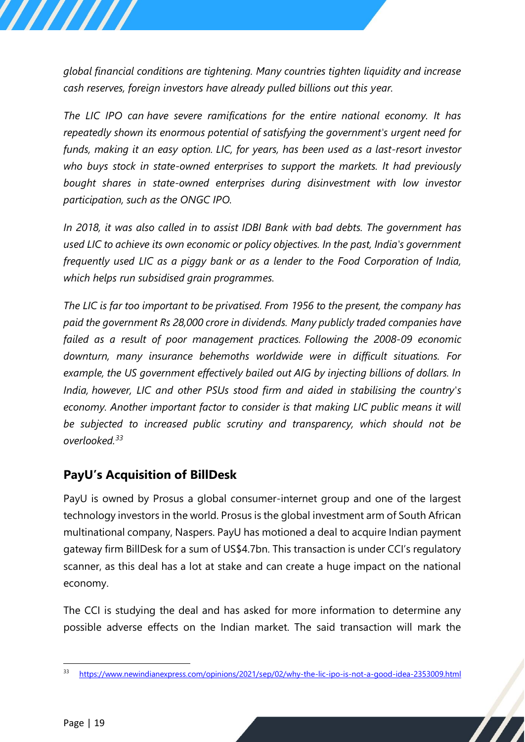*global financial conditions are tightening. Many countries tighten liquidity and increase cash reserves, foreign investors have already pulled billions out this year.*

*The LIC IPO can have severe ramifications for the entire national economy. It has repeatedly shown its enormous potential of satisfying the government's urgent need for funds, making it an easy option. LIC, for years, has been used as a last-resort investor who buys stock in state-owned enterprises to support the markets. It had previously bought shares in state-owned enterprises during disinvestment with low investor participation, such as the ONGC IPO.*

*In 2018, it was also called in to assist IDBI Bank with bad debts. The government has used LIC to achieve its own economic or policy objectives. In the past, India's government frequently used LIC as a piggy bank or as a lender to the Food Corporation of India, which helps run subsidised grain programmes.*

*The LIC is far too important to be privatised. From 1956 to the present, the company has paid the government Rs 28,000 crore in dividends. Many publicly traded companies have failed as a result of poor management practices. Following the 2008-09 economic downturn, many insurance behemoths worldwide were in difficult situations. For example, the US government effectively bailed out AIG by injecting billions of dollars. In India, however, LIC and other PSUs stood firm and aided in stabilising the country's economy. Another important factor to consider is that making LIC public means it will be subjected to increased public scrutiny and transparency, which should not be overlooked.*[33]

## PayU's Acquisition of BillDesk

PayU is owned by Prosus a global consumer-internet group and one of the largest technology investors in the world. Prosus is the global investment arm of South African multinational company, Naspers. PayU has motioned a deal to acquire Indian payment gateway firm BillDesk for a sum of US$4.7bn. This transaction is under CCI's regulatory scanner, as this deal has a lot at stake and can create a huge impact on the national economy.

The CCI is studying the deal and has asked for more information to determine any possible adverse effects on the Indian market. The said transaction will mark the

---

[33] https://www.newindianexpress.com/opinions/2021/sep/02/why-the-lic-ipo-is-not-a-good-idea-2353009.html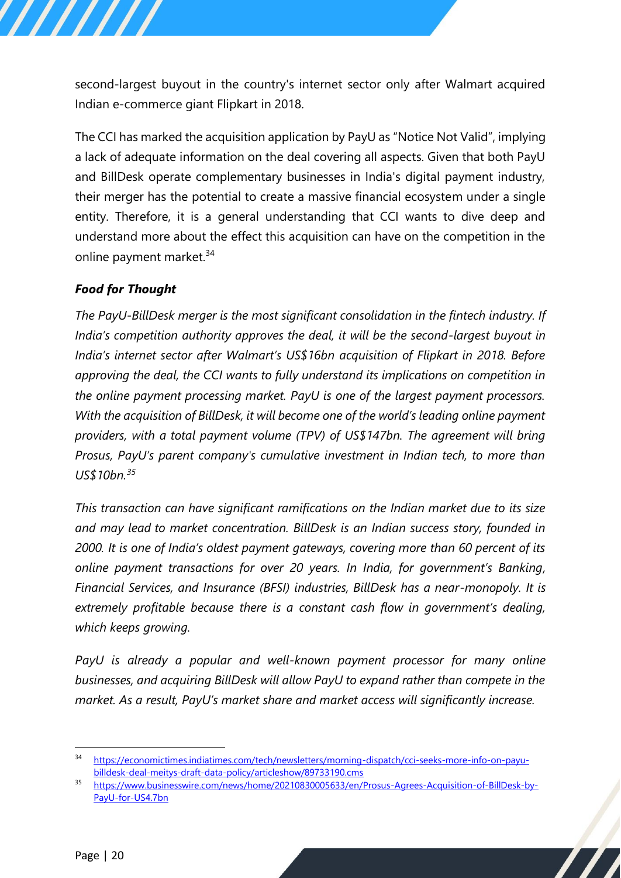second-largest buyout in the country's internet sector only after Walmart acquired Indian e-commerce giant Flipkart in 2018.

The CCI has marked the acquisition application by PayU as "Notice Not Valid", implying a lack of adequate information on the deal covering all aspects. Given that both PayU and BillDesk operate complementary businesses in India's digital payment industry, their merger has the potential to create a massive financial ecosystem under a single entity. Therefore, it is a general understanding that CCI wants to dive deep and understand more about the effect this acquisition can have on the competition in the online payment market.[34]

### *Food for Thought*

*The PayU-BillDesk merger is the most significant consolidation in the fintech industry. If India's competition authority approves the deal, it will be the second-largest buyout in India's internet sector after Walmart's US$16bn acquisition of Flipkart in 2018. Before approving the deal, the CCI wants to fully understand its implications on competition in the online payment processing market. PayU is one of the largest payment processors. With the acquisition of BillDesk, it will become one of the world's leading online payment providers, with a total payment volume (TPV) of US$147bn. The agreement will bring Prosus, PayU's parent company's cumulative investment in Indian tech, to more than US$10bn.*[35]

*This transaction can have significant ramifications on the Indian market due to its size and may lead to market concentration. BillDesk is an Indian success story, founded in 2000. It is one of India's oldest payment gateways, covering more than 60 percent of its online payment transactions for over 20 years. In India, for government's Banking, Financial Services, and Insurance (BFSI) industries, BillDesk has a near-monopoly. It is extremely profitable because there is a constant cash flow in government's dealing, which keeps growing.*

*PayU is already a popular and well-known payment processor for many online businesses, and acquiring BillDesk will allow PayU to expand rather than compete in the market. As a result, PayU's market share and market access will significantly increase.*

---

[34] https://economictimes.indiatimes.com/tech/newsletters/morning-dispatch/cci-seeks-more-info-on-payu-billdesk-deal-meitys-draft-data-policy/articleshow/89733190.cms

[35] https://www.businesswire.com/news/home/20210830005633/en/Prosus-Agrees-Acquisition-of-BillDesk-by-PayU-for-US4.7bn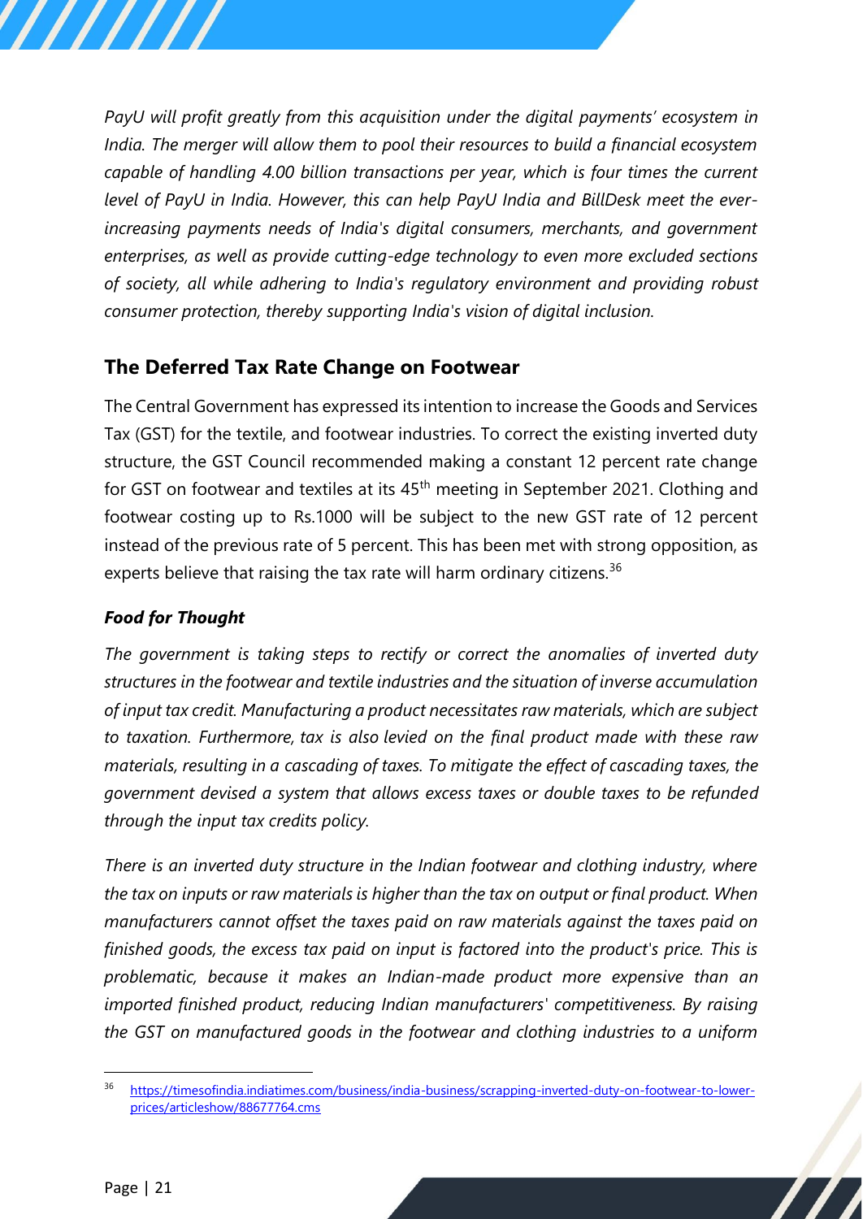*PayU will profit greatly from this acquisition under the digital payments' ecosystem in India. The merger will allow them to pool their resources to build a financial ecosystem capable of handling 4.00 billion transactions per year, which is four times the current level of PayU in India. However, this can help PayU India and BillDesk meet the ever-increasing payments needs of India's digital consumers, merchants, and government enterprises, as well as provide cutting-edge technology to even more excluded sections of society, all while adhering to India's regulatory environment and providing robust consumer protection, thereby supporting India's vision of digital inclusion.*

## The Deferred Tax Rate Change on Footwear

The Central Government has expressed its intention to increase the Goods and Services Tax (GST) for the textile, and footwear industries. To correct the existing inverted duty structure, the GST Council recommended making a constant 12 percent rate change for GST on footwear and textiles at its 45th meeting in September 2021. Clothing and footwear costing up to Rs.1000 will be subject to the new GST rate of 12 percent instead of the previous rate of 5 percent. This has been met with strong opposition, as experts believe that raising the tax rate will harm ordinary citizens.[36]

### *Food for Thought*

*The government is taking steps to rectify or correct the anomalies of inverted duty structures in the footwear and textile industries and the situation of inverse accumulation of input tax credit. Manufacturing a product necessitates raw materials, which are subject to taxation. Furthermore, tax is also levied on the final product made with these raw materials, resulting in a cascading of taxes. To mitigate the effect of cascading taxes, the government devised a system that allows excess taxes or double taxes to be refunded through the input tax credits policy.*

*There is an inverted duty structure in the Indian footwear and clothing industry, where the tax on inputs or raw materials is higher than the tax on output or final product. When manufacturers cannot offset the taxes paid on raw materials against the taxes paid on finished goods, the excess tax paid on input is factored into the product's price. This is problematic, because it makes an Indian-made product more expensive than an imported finished product, reducing Indian manufacturers' competitiveness. By raising the GST on manufactured goods in the footwear and clothing industries to a uniform*

[36] https://timesofindia.indiatimes.com/business/india-business/scrapping-inverted-duty-on-footwear-to-lower-prices/articleshow/88677764.cms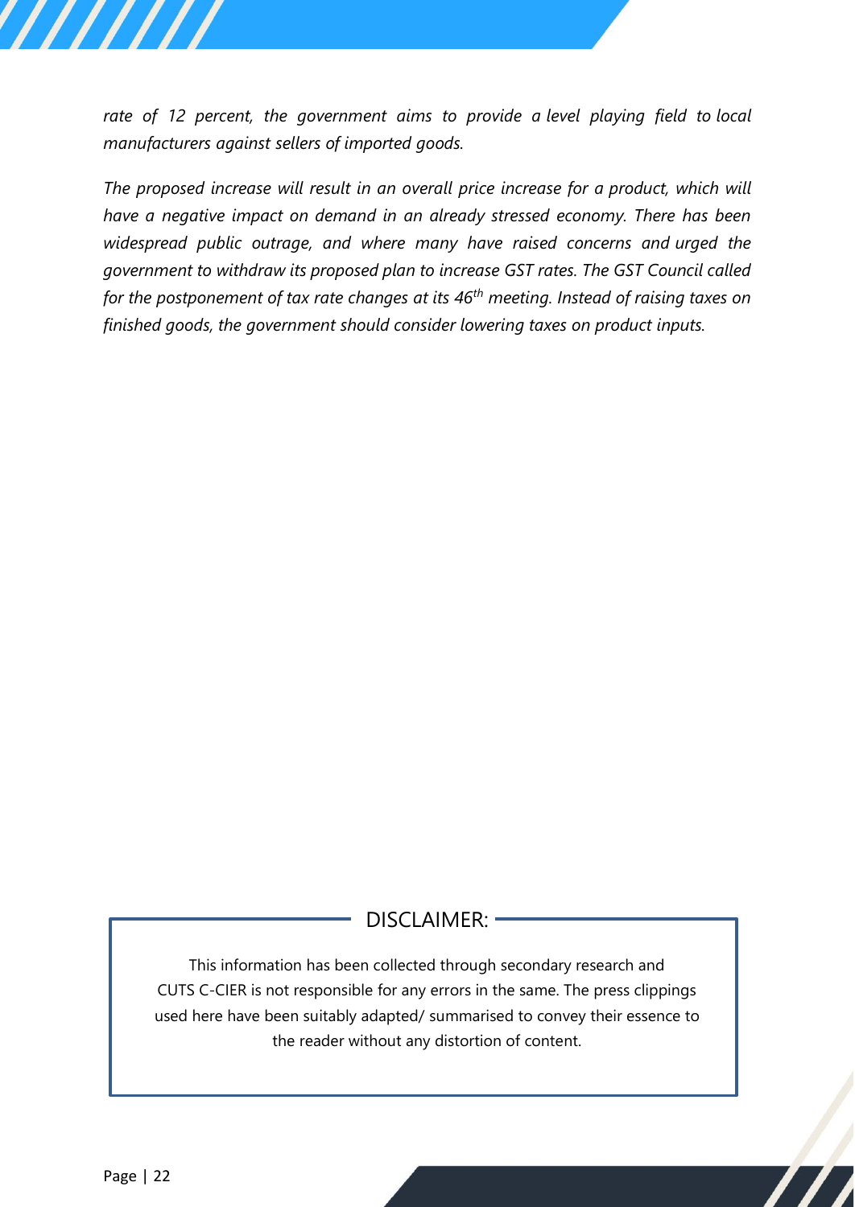*rate of 12 percent, the government aims to provide a level playing field to local manufacturers against sellers of imported goods.*

*The proposed increase will result in an overall price increase for a product, which will have a negative impact on demand in an already stressed economy. There has been widespread public outrage, and where many have raised concerns and urged the government to withdraw its proposed plan to increase GST rates. The GST Council called for the postponement of tax rate changes at its 46th meeting. Instead of raising taxes on finished goods, the government should consider lowering taxes on product inputs.*

**DISCLAIMER:**

This information has been collected through secondary research and CUTS C-CIER is not responsible for any errors in the same. The press clippings used here have been suitably adapted/ summarised to convey their essence to the reader without any distortion of content.